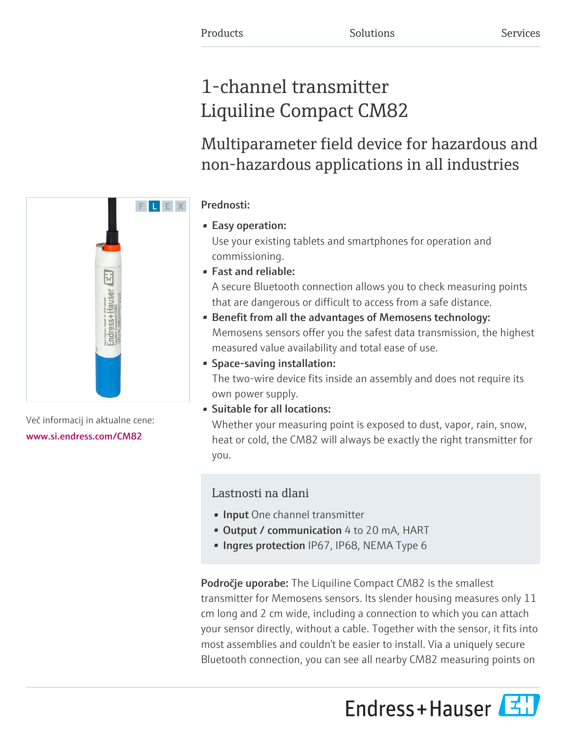Products Solutions Services

# 1-channel transmitter Liquiline Compact CM82

## Multiparameter field device for hazardous and non-hazardous applications in all industries

Več informacij in aktualne cene:
www.si.endress.com/CM82

**Prednosti:**

- **Easy operation:**
  Use your existing tablets and smartphones for operation and commissioning.
- **Fast and reliable:**
  A secure Bluetooth connection allows you to check measuring points that are dangerous or difficult to access from a safe distance.
- **Benefit from all the advantages of Memosens technology:**
  Memosens sensors offer you the safest data transmission, the highest measured value availability and total ease of use.
- **Space-saving installation:**
  The two-wire device fits inside an assembly and does not require its own power supply.
- **Suitable for all locations:**
  Whether your measuring point is exposed to dust, vapor, rain, snow, heat or cold, the CM82 will always be exactly the right transmitter for you.

### Lastnosti na dlani

- **Input** One channel transmitter
- **Output / communication** 4 to 20 mA, HART
- **Ingres protection** IP67, IP68, NEMA Type 6

**Področje uporabe:** The Liquiline Compact CM82 is the smallest transmitter for Memosens sensors. Its slender housing measures only 11 cm long and 2 cm wide, including a connection to which you can attach your sensor directly, without a cable. Together with the sensor, it fits into most assemblies and couldn't be easier to install. Via a uniquely secure Bluetooth connection, you can see all nearby CM82 measuring points on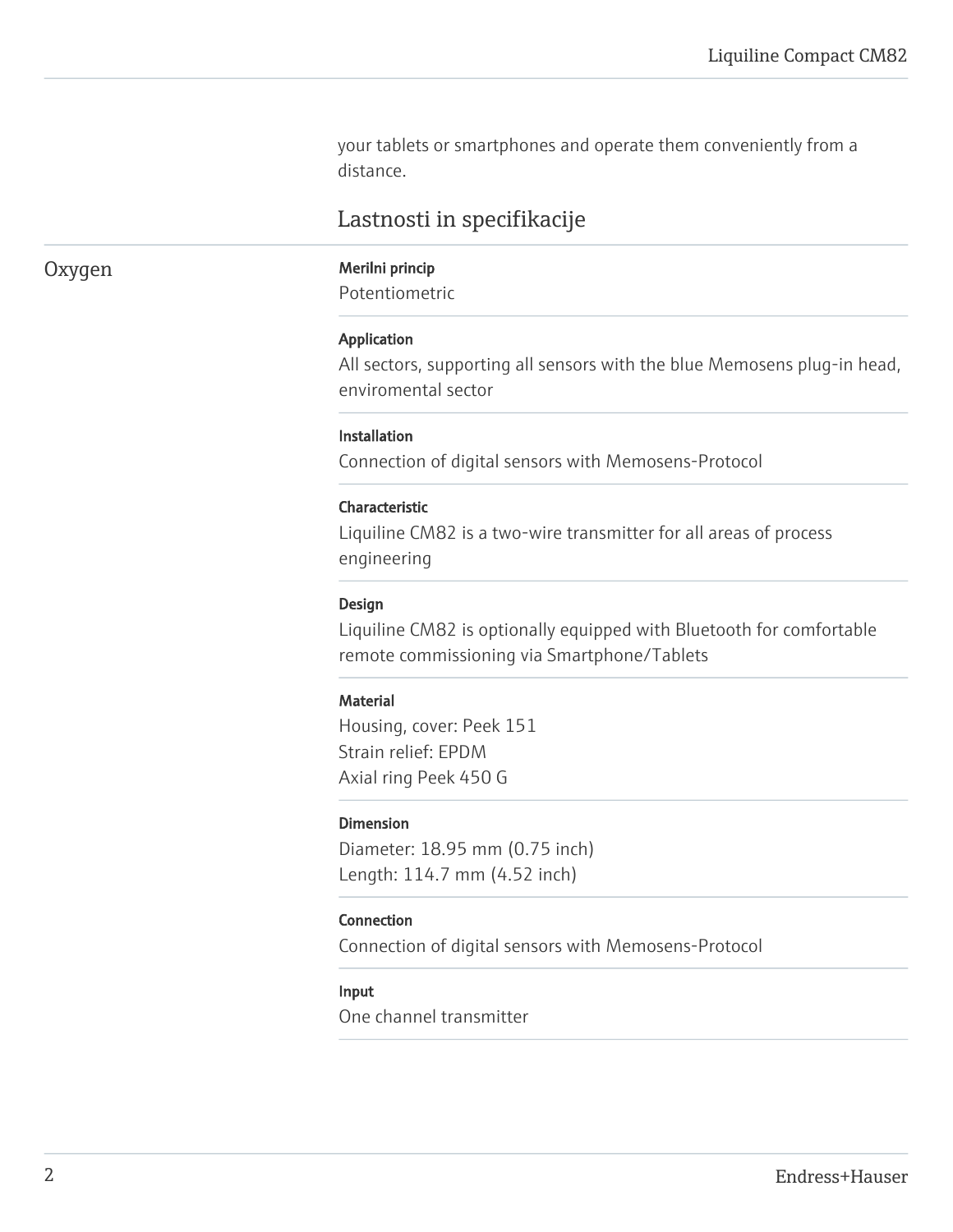your tablets or smartphones and operate them conveniently from a distance.

## Lastnosti in specifikacije

### Oxygen

**Merilni princip**
Potentiometric

**Application**
All sectors, supporting all sensors with the blue Memosens plug-in head, enviromental sector

**Installation**
Connection of digital sensors with Memosens-Protocol

**Characteristic**
Liquiline CM82 is a two-wire transmitter for all areas of process engineering

**Design**
Liquiline CM82 is optionally equipped with Bluetooth for comfortable remote commissioning via Smartphone/Tablets

**Material**
Housing, cover: Peek 151
Strain relief: EPDM
Axial ring Peek 450 G

**Dimension**
Diameter: 18.95 mm (0.75 inch)
Length: 114.7 mm (4.52 inch)

**Connection**
Connection of digital sensors with Memosens-Protocol

**Input**
One channel transmitter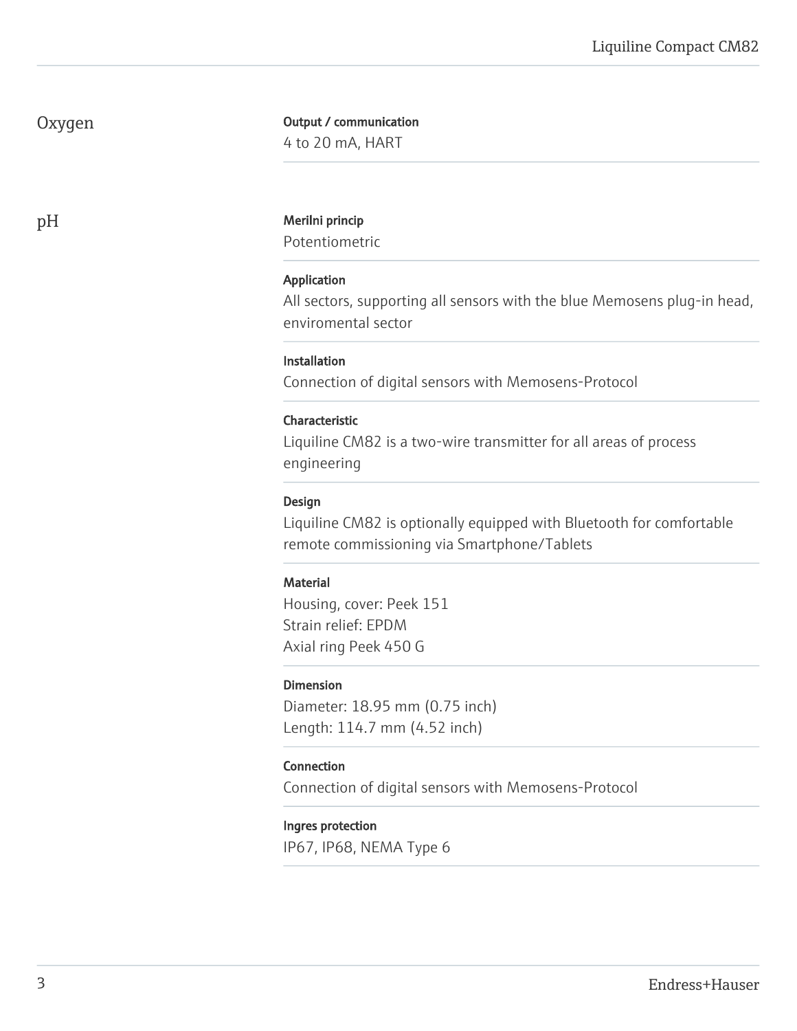## Oxygen

**Output / communication**
4 to 20 mA, HART

## pH

**Merilni princip**
Potentiometric

**Application**
All sectors, supporting all sensors with the blue Memosens plug-in head, enviromental sector

**Installation**
Connection of digital sensors with Memosens-Protocol

**Characteristic**
Liquiline CM82 is a two-wire transmitter for all areas of process engineering

**Design**
Liquiline CM82 is optionally equipped with Bluetooth for comfortable remote commissioning via Smartphone/Tablets

**Material**
Housing, cover: Peek 151
Strain relief: EPDM
Axial ring Peek 450 G

**Dimension**
Diameter: 18.95 mm (0.75 inch)
Length: 114.7 mm (4.52 inch)

**Connection**
Connection of digital sensors with Memosens-Protocol

**Ingres protection**
IP67, IP68, NEMA Type 6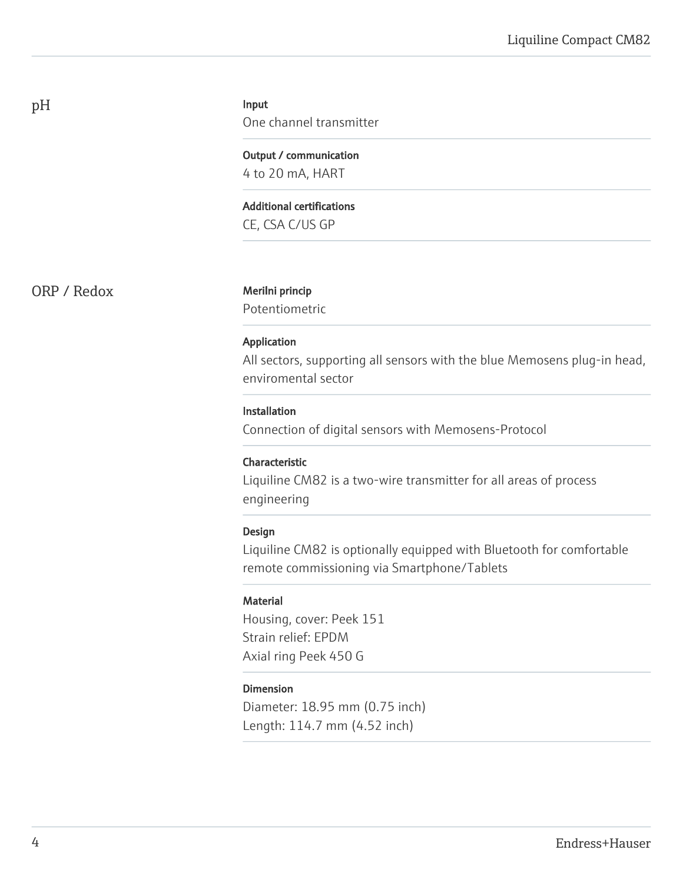## pH

**Input**
One channel transmitter

**Output / communication**
4 to 20 mA, HART

**Additional certifications**
CE, CSA C/US GP

## ORP / Redox

**Merilni princip**
Potentiometric

**Application**
All sectors, supporting all sensors with the blue Memosens plug-in head, enviromental sector

**Installation**
Connection of digital sensors with Memosens-Protocol

**Characteristic**
Liquiline CM82 is a two-wire transmitter for all areas of process engineering

**Design**
Liquiline CM82 is optionally equipped with Bluetooth for comfortable remote commissioning via Smartphone/Tablets

**Material**
Housing, cover: Peek 151
Strain relief: EPDM
Axial ring Peek 450 G

**Dimension**
Diameter: 18.95 mm (0.75 inch)
Length: 114.7 mm (4.52 inch)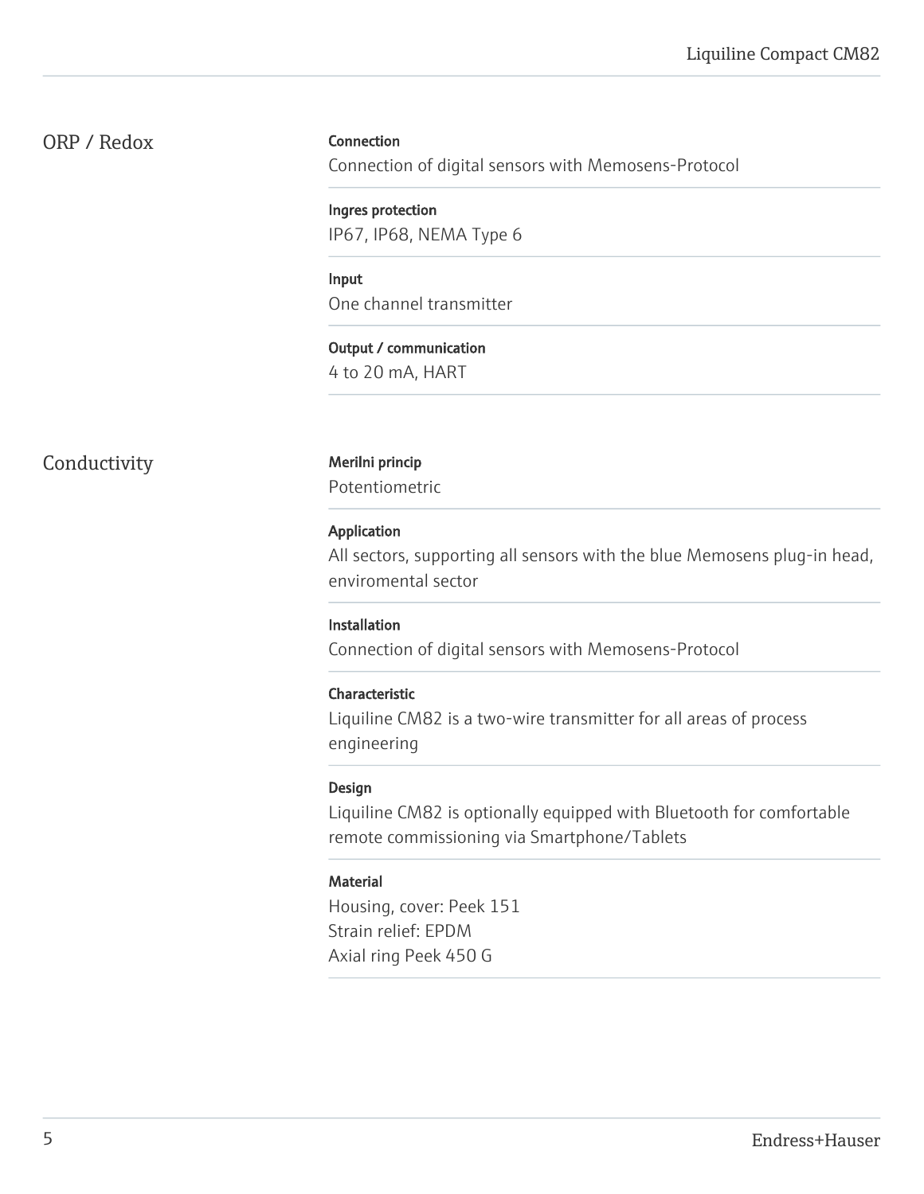## ORP / Redox

**Connection**
Connection of digital sensors with Memosens-Protocol

**Ingres protection**
IP67, IP68, NEMA Type 6

**Input**
One channel transmitter

**Output / communication**
4 to 20 mA, HART

## Conductivity

**Merilni princip**
Potentiometric

**Application**
All sectors, supporting all sensors with the blue Memosens plug-in head, enviromental sector

**Installation**
Connection of digital sensors with Memosens-Protocol

**Characteristic**
Liquiline CM82 is a two-wire transmitter for all areas of process engineering

**Design**
Liquiline CM82 is optionally equipped with Bluetooth for comfortable remote commissioning via Smartphone/Tablets

**Material**
Housing, cover: Peek 151
Strain relief: EPDM
Axial ring Peek 450 G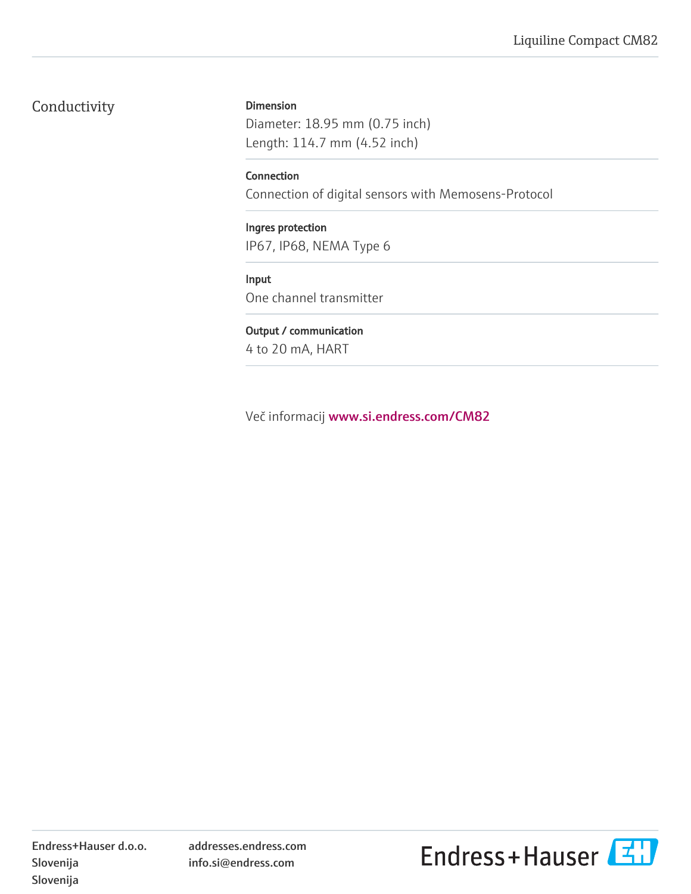## Conductivity

**Dimension**

Diameter: 18.95 mm (0.75 inch)
Length: 114.7 mm (4.52 inch)

**Connection**

Connection of digital sensors with Memosens-Protocol

**Ingres protection**

IP67, IP68, NEMA Type 6

**Input**

One channel transmitter

**Output / communication**

4 to 20 mA, HART

Več informacij **www.si.endress.com/CM82**

Endress+Hauser d.o.o.
Slovenija
Slovenija

addresses.endress.com
info.si@endress.com